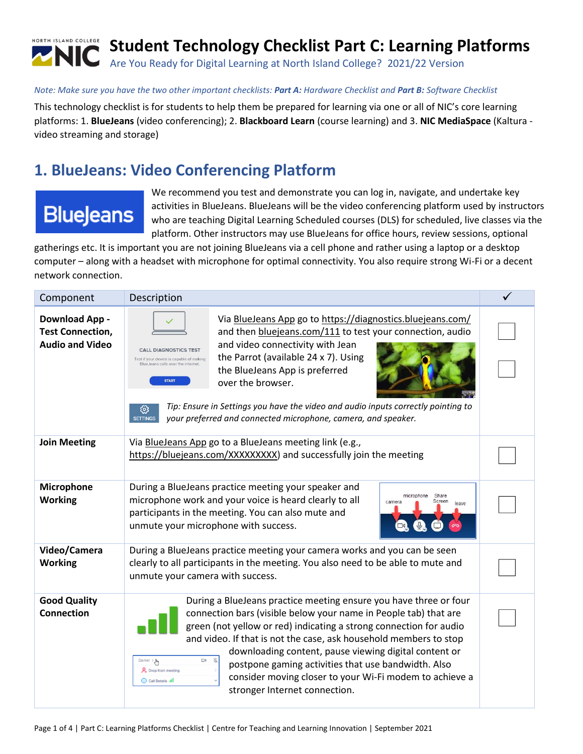# Student Technology Checklist Part C: Learning Platforms

Are You Ready for Digital Learning at North Island College? 2021/22 Version

*Note: Make sure you have the two other important checklists: **Part A:** Hardware Checklist and **Part B:** Software Checklist*

This technology checklist is for students to help them be prepared for learning via one or all of NIC's core learning platforms: 1. **BlueJeans** (video conferencing); 2. **Blackboard Learn** (course learning) and 3. **NIC MediaSpace** (Kaltura - video streaming and storage)

## 1. BlueJeans: Video Conferencing Platform

We recommend you test and demonstrate you can log in, navigate, and undertake key activities in BlueJeans. BlueJeans will be the video conferencing platform used by instructors who are teaching Digital Learning Scheduled courses (DLS) for scheduled, live classes via the platform. Other instructors may use BlueJeans for office hours, review sessions, optional gatherings etc. It is important you are not joining BlueJeans via a cell phone and rather using a laptop or a desktop computer – along with a headset with microphone for optimal connectivity. You also require strong Wi-Fi or a decent network connection.

| Component | Description | ✓ |
|---|---|---|
| **Download App - Test Connection, Audio and Video** | Via BlueJeans App go to https://diagnostics.bluejeans.com/ and then bluejeans.com/111 to test your connection, audio and video connectivity with Jean the Parrot (available 24 x 7). Using the BlueJeans App is preferred over the browser. *Tip: Ensure in Settings you have the video and audio inputs correctly pointing to your preferred and connected microphone, camera, and speaker.* | ☐ ☐ |
| **Join Meeting** | Via BlueJeans App go to a BlueJeans meeting link (e.g., https://bluejeans.com/XXXXXXXXX) and successfully join the meeting | ☐ |
| **Microphone Working** | During a BlueJeans practice meeting your speaker and microphone work and your voice is heard clearly to all participants in the meeting. You can also mute and unmute your microphone with success. | ☐ |
| **Video/Camera Working** | During a BlueJeans practice meeting your camera works and you can be seen clearly to all participants in the meeting. You also need to be able to mute and unmute your camera with success. | ☐ |
| **Good Quality Connection** | During a BlueJeans practice meeting ensure you have three or four connection bars (visible below your name in People tab) that are green (not yellow or red) indicating a strong connection for audio and video. If that is not the case, ask household members to stop downloading content, pause viewing digital content or postpone gaming activities that use bandwidth. Also consider moving closer to your Wi-Fi modem to achieve a stronger Internet connection. | ☐ |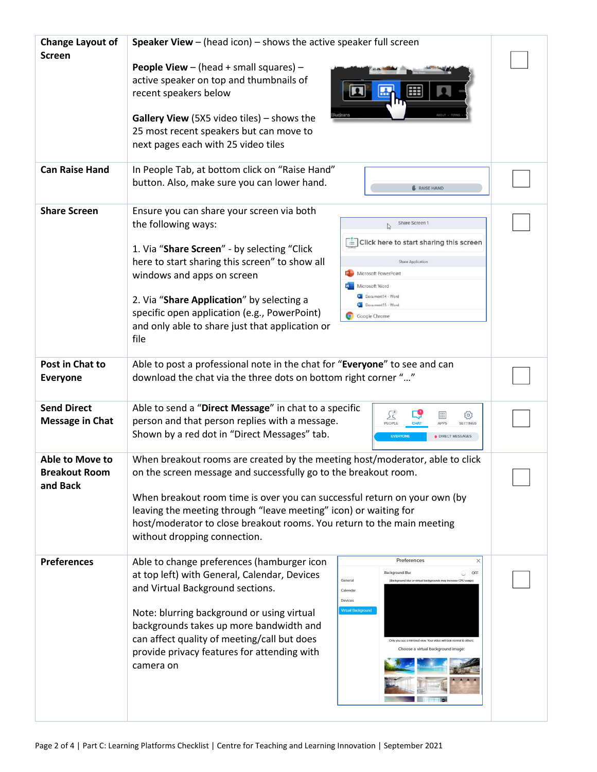| | | |
|---|---|---|
| **Change Layout of Screen** | **Speaker View** – (head icon) – shows the active speaker full screen<br><br>**People View** – (head + small squares) – active speaker on top and thumbnails of recent speakers below<br><br>**Gallery View** (5X5 video tiles) – shows the 25 most recent speakers but can move to next pages each with 25 video tiles | ☐ |
| **Can Raise Hand** | In People Tab, at bottom click on “Raise Hand” button. Also, make sure you can lower hand. | ☐ |
| **Share Screen** | Ensure you can share your screen via both the following ways:<br><br>1. Via “**Share Screen**” - by selecting “Click here to start sharing this screen” to show all windows and apps on screen<br><br>2. Via “**Share Application**” by selecting a specific open application (e.g., PowerPoint) and only able to share just that application or file | ☐ |
| **Post in Chat to Everyone** | Able to post a professional note in the chat for “**Everyone**” to see and can download the chat via the three dots on bottom right corner “…” | ☐ |
| **Send Direct Message in Chat** | Able to send a “**Direct Message**” in chat to a specific person and that person replies with a message. Shown by a red dot in “Direct Messages” tab. | ☐ |
| **Able to Move to Breakout Room and Back** | When breakout rooms are created by the meeting host/moderator, able to click on the screen message and successfully go to the breakout room.<br><br>When breakout room time is over you can successful return on your own (by leaving the meeting through “leave meeting” icon) or waiting for host/moderator to close breakout rooms. You return to the main meeting without dropping connection. | ☐ |
| **Preferences** | Able to change preferences (hamburger icon at top left) with General, Calendar, Devices and Virtual Background sections.<br><br>Note: blurring background or using virtual backgrounds takes up more bandwidth and can affect quality of meeting/call but does provide privacy features for attending with camera on | ☐ |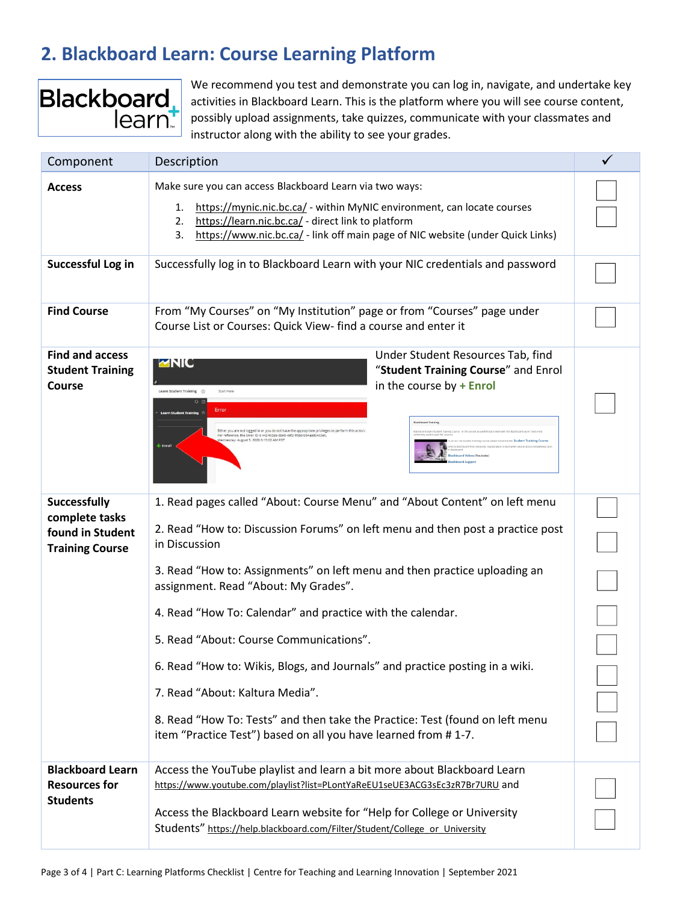## 2. Blackboard Learn: Course Learning Platform

We recommend you test and demonstrate you can log in, navigate, and undertake key activities in Blackboard Learn. This is the platform where you will see course content, possibly upload assignments, take quizzes, communicate with your classmates and instructor along with the ability to see your grades.

| Component | Description | ✓ |
|---|---|---|
| **Access** | Make sure you can access Blackboard Learn via two ways:<br>1. https://mynic.nic.bc.ca/ - within MyNIC environment, can locate courses<br>2. https://learn.nic.bc.ca/ - direct link to platform<br>3. https://www.nic.bc.ca/ - link off main page of NIC website (under Quick Links) | ☐ ☐ |
| **Successful Log in** | Successfully log in to Blackboard Learn with your NIC credentials and password | ☐ |
| **Find Course** | From "My Courses" on "My Institution" page or from "Courses" page under Course List or Courses: Quick View- find a course and enter it | ☐ |
| **Find and access Student Training Course** | Under Student Resources Tab, find "**Student Training Course**" and Enrol in the course by **+ Enrol** | ☐ |
| **Successfully complete tasks found in Student Training Course** | 1. Read pages called "About: Course Menu" and "About Content" on left menu<br>2. Read "How to: Discussion Forums" on left menu and then post a practice post in Discussion<br>3. Read "How to: Assignments" on left menu and then practice uploading an assignment. Read "About: My Grades".<br>4. Read "How To: Calendar" and practice with the calendar.<br>5. Read "About: Course Communications".<br>6. Read "How to: Wikis, Blogs, and Journals" and practice posting in a wiki.<br>7. Read "About: Kaltura Media".<br>8. Read "How To: Tests" and then take the Practice: Test (found on left menu item "Practice Test") based on all you have learned from # 1-7. | ☐ ☐ ☐ ☐ ☐ ☐ ☐ ☐ |
| **Blackboard Learn Resources for Students** | Access the YouTube playlist and learn a bit more about Blackboard Learn https://www.youtube.com/playlist?list=PLontYaReEU1seUE3ACG3sEc3zR7Br7URU and<br>Access the Blackboard Learn website for "Help for College or University Students" https://help.blackboard.com/Filter/Student/College_or_University | ☐ ☐ |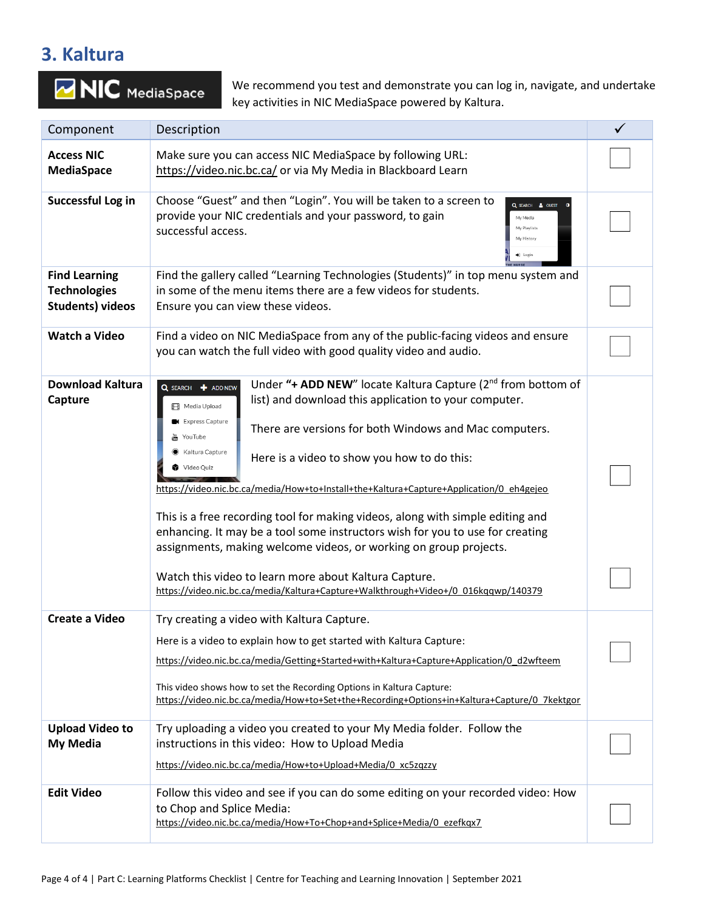## 3. Kaltura

NIC MediaSpace

We recommend you test and demonstrate you can log in, navigate, and undertake key activities in NIC MediaSpace powered by Kaltura.

| Component | Description | ✓ |
|---|---|---|
| **Access NIC MediaSpace** | Make sure you can access NIC MediaSpace by following URL: https://video.nic.bc.ca/ or via My Media in Blackboard Learn | ☐ |
| **Successful Log in** | Choose “Guest” and then “Login”. You will be taken to a screen to provide your NIC credentials and your password, to gain successful access. | ☐ |
| **Find Learning Technologies Students) videos** | Find the gallery called “Learning Technologies (Students)” in top menu system and in some of the menu items there are a few videos for students. Ensure you can view these videos. | ☐ |
| **Watch a Video** | Find a video on NIC MediaSpace from any of the public-facing videos and ensure you can watch the full video with good quality video and audio. | ☐ |
| **Download Kaltura Capture** | Under **“+ ADD NEW**” locate Kaltura Capture (2nd from bottom of list) and download this application to your computer.<br><br>There are versions for both Windows and Mac computers.<br><br>Here is a video to show you how to do this:<br>https://video.nic.bc.ca/media/How+to+Install+the+Kaltura+Capture+Application/0_eh4gejeo<br><br>This is a free recording tool for making videos, along with simple editing and enhancing. It may be a tool some instructors wish for you to use for creating assignments, making welcome videos, or working on group projects.<br><br>Watch this video to learn more about Kaltura Capture.<br>https://video.nic.bc.ca/media/Kaltura+Capture+Walkthrough+Video+/0_016kqgwp/140379 | ☐<br><br>☐ |
| **Create a Video** | Try creating a video with Kaltura Capture.<br><br>Here is a video to explain how to get started with Kaltura Capture:<br>https://video.nic.bc.ca/media/Getting+Started+with+Kaltura+Capture+Application/0_d2wfteem<br><br>This video shows how to set the Recording Options in Kaltura Capture:<br>https://video.nic.bc.ca/media/How+to+Set+the+Recording+Options+in+Kaltura+Capture/0_7kektgor | ☐ |
| **Upload Video to My Media** | Try uploading a video you created to your My Media folder. Follow the instructions in this video: How to Upload Media<br>https://video.nic.bc.ca/media/How+to+Upload+Media/0_xc5zqzzy | ☐ |
| **Edit Video** | Follow this video and see if you can do some editing on your recorded video: How to Chop and Splice Media:<br>https://video.nic.bc.ca/media/How+To+Chop+and+Splice+Media/0_ezefkqx7 | ☐ |